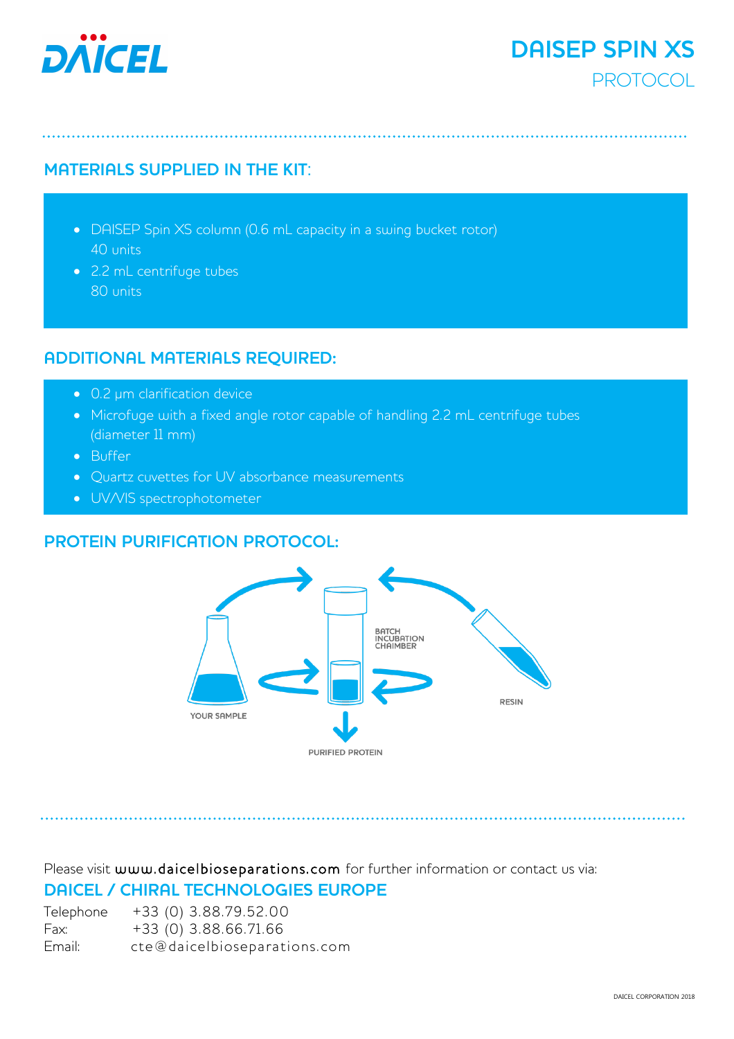# DAISEP SPIN XS

## PROTOCOL

## MATERIALS SUPPLIED IN THE KIT:

- DAISEP Spin XS column (0.6 mL capacity in a swing bucket rotor) 40 units
- 2.2 mL centrifuge tubes 80 units

## ADDITIONAL MATERIALS REQUIRED:

- 0.2 µm clarification device
- Microfuge with a fixed angle rotor capable of handling 2.2 mL centrifuge tubes (diameter 11 mm)
- Buffer
- Quartz cuvettes for UV absorbance measurements
- UV/VIS spectrophotometer

## PROTEIN PURIFICATION PROTOCOL:

YOUR SAMPLE

BATCH INCUBATION CHAIMBER

RESIN

PURIFIED PROTEIN

Please visit www.daicelbioseparations.com for further information or contact us via:

**DAICEL / CHIRAL TECHNOLOGIES EUROPE**

Telephone +33 (0) 3.88.79.52.00
Fax: +33 (0) 3.88.66.71.66
Email: cte@daicelbioseparations.com

DAICEL CORPORATION 2018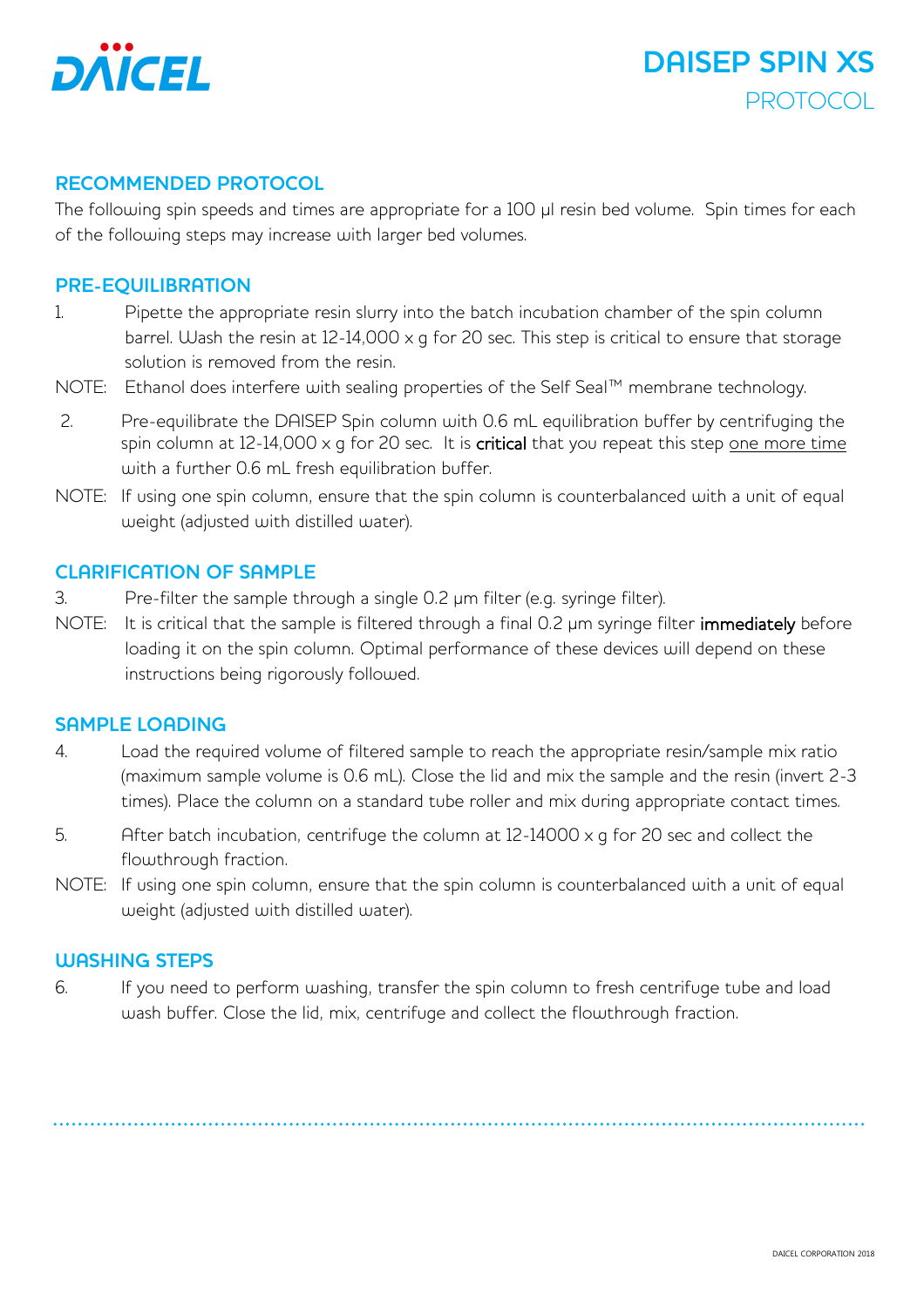# DAISEP SPIN XS

PROTOCOL

## RECOMMENDED PROTOCOL

The following spin speeds and times are appropriate for a 100 μl resin bed volume. Spin times for each of the following steps may increase with larger bed volumes.

## PRE-EQUILIBRATION

1. Pipette the appropriate resin slurry into the batch incubation chamber of the spin column barrel. Wash the resin at 12-14,000 x g for 20 sec. This step is critical to ensure that storage solution is removed from the resin.

NOTE: Ethanol does interfere with sealing properties of the Self Seal™ membrane technology.

2. Pre-equilibrate the DAISEP Spin column with 0.6 mL equilibration buffer by centrifuging the spin column at 12-14,000 x g for 20 sec. It is **critical** that you repeat this step <u>one more time</u> with a further 0.6 mL fresh equilibration buffer.

NOTE: If using one spin column, ensure that the spin column is counterbalanced with a unit of equal weight (adjusted with distilled water).

## CLARIFICATION OF SAMPLE

3. Pre-filter the sample through a single 0.2 μm filter (e.g. syringe filter).

NOTE: It is critical that the sample is filtered through a final 0.2 μm syringe filter **immediately** before loading it on the spin column. Optimal performance of these devices will depend on these instructions being rigorously followed.

## SAMPLE LOADING

4. Load the required volume of filtered sample to reach the appropriate resin/sample mix ratio (maximum sample volume is 0.6 mL). Close the lid and mix the sample and the resin (invert 2-3 times). Place the column on a standard tube roller and mix during appropriate contact times.

5. After batch incubation, centrifuge the column at 12-14000 x g for 20 sec and collect the flowthrough fraction.

NOTE: If using one spin column, ensure that the spin column is counterbalanced with a unit of equal weight (adjusted with distilled water).

## WASHING STEPS

6. If you need to perform washing, transfer the spin column to fresh centrifuge tube and load wash buffer. Close the lid, mix, centrifuge and collect the flowthrough fraction.

DAICEL CORPORATION 2018